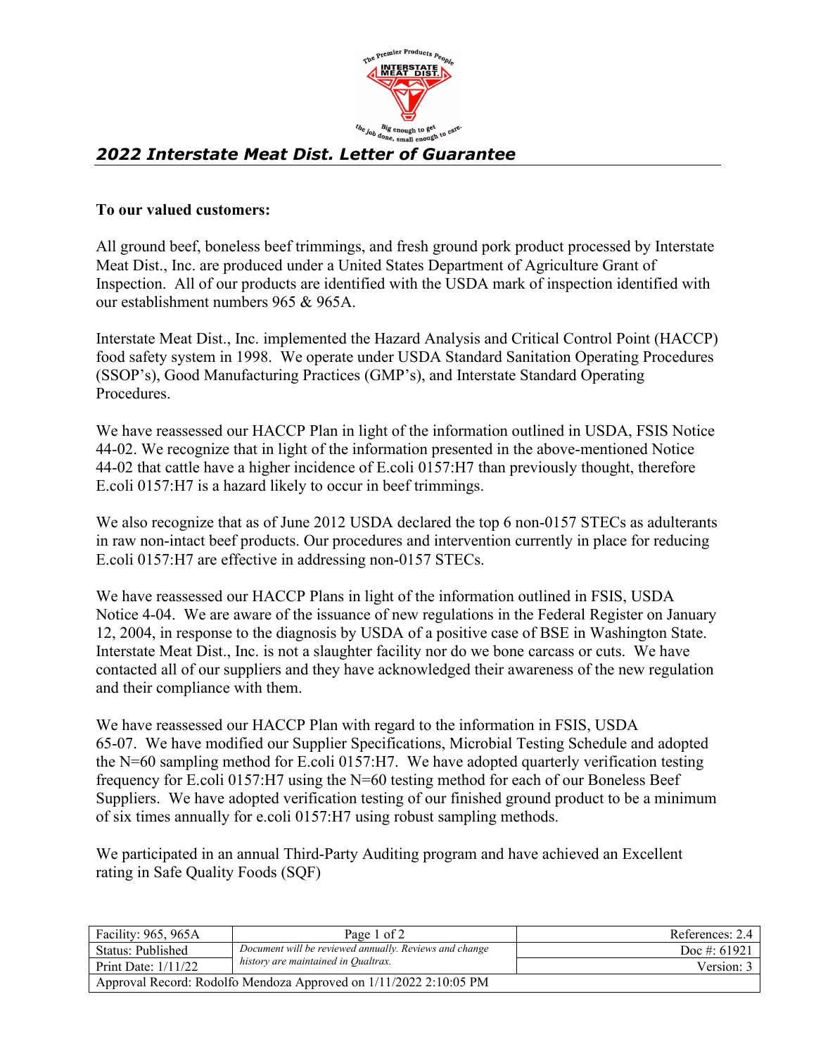# 2022 Interstate Meat Dist. Letter of Guarantee

**To our valued customers:**

All ground beef, boneless beef trimmings, and fresh ground pork product processed by Interstate Meat Dist., Inc. are produced under a United States Department of Agriculture Grant of Inspection. All of our products are identified with the USDA mark of inspection identified with our establishment numbers 965 & 965A.

Interstate Meat Dist., Inc. implemented the Hazard Analysis and Critical Control Point (HACCP) food safety system in 1998. We operate under USDA Standard Sanitation Operating Procedures (SSOP's), Good Manufacturing Practices (GMP's), and Interstate Standard Operating Procedures.

We have reassessed our HACCP Plan in light of the information outlined in USDA, FSIS Notice 44-02. We recognize that in light of the information presented in the above-mentioned Notice 44-02 that cattle have a higher incidence of E.coli 0157:H7 than previously thought, therefore E.coli 0157:H7 is a hazard likely to occur in beef trimmings.

We also recognize that as of June 2012 USDA declared the top 6 non-0157 STECs as adulterants in raw non-intact beef products. Our procedures and intervention currently in place for reducing E.coli 0157:H7 are effective in addressing non-0157 STECs.

We have reassessed our HACCP Plans in light of the information outlined in FSIS, USDA Notice 4-04. We are aware of the issuance of new regulations in the Federal Register on January 12, 2004, in response to the diagnosis by USDA of a positive case of BSE in Washington State. Interstate Meat Dist., Inc. is not a slaughter facility nor do we bone carcass or cuts. We have contacted all of our suppliers and they have acknowledged their awareness of the new regulation and their compliance with them.

We have reassessed our HACCP Plan with regard to the information in FSIS, USDA 65-07. We have modified our Supplier Specifications, Microbial Testing Schedule and adopted the N=60 sampling method for E.coli 0157:H7. We have adopted quarterly verification testing frequency for E.coli 0157:H7 using the N=60 testing method for each of our Boneless Beef Suppliers. We have adopted verification testing of our finished ground product to be a minimum of six times annually for e.coli 0157:H7 using robust sampling methods.

We participated in an annual Third-Party Auditing program and have achieved an Excellent rating in Safe Quality Foods (SQF)

| Facility: 965, 965A | *Document will be reviewed annually. Reviews and change history are maintained in Qualtrax.* | References: 2.4 |
|---|---|---|
| Status: Published | | Doc #: 61921 |
| Print Date: 1/11/22 | | Version: 3 |
| Approval Record: Rodolfo Mendoza Approved on 1/11/2022 2:10:05 PM | | |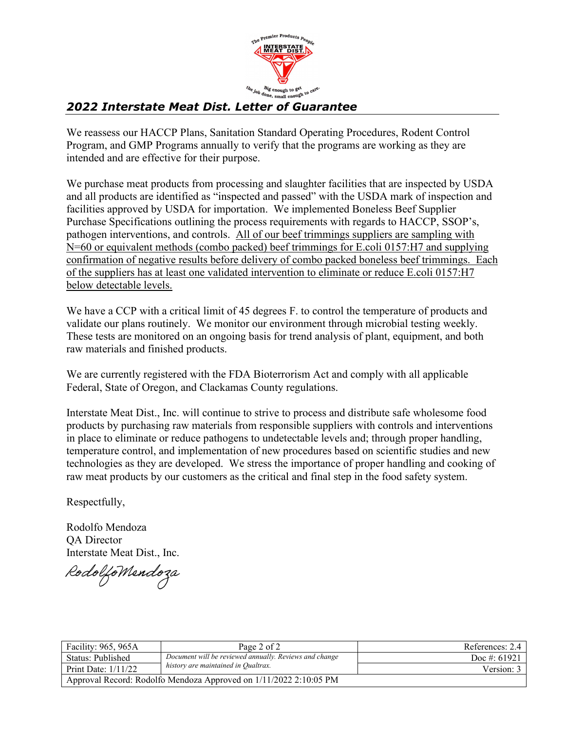## *2022 Interstate Meat Dist. Letter of Guarantee*

We reassess our HACCP Plans, Sanitation Standard Operating Procedures, Rodent Control Program, and GMP Programs annually to verify that the programs are working as they are intended and are effective for their purpose.

We purchase meat products from processing and slaughter facilities that are inspected by USDA and all products are identified as "inspected and passed" with the USDA mark of inspection and facilities approved by USDA for importation. We implemented Boneless Beef Supplier Purchase Specifications outlining the process requirements with regards to HACCP, SSOP's, pathogen interventions, and controls. All of our beef trimmings suppliers are sampling with N=60 or equivalent methods (combo packed) beef trimmings for E.coli 0157:H7 and supplying confirmation of negative results before delivery of combo packed boneless beef trimmings. Each of the suppliers has at least one validated intervention to eliminate or reduce E.coli 0157:H7 below detectable levels.

We have a CCP with a critical limit of 45 degrees F. to control the temperature of products and validate our plans routinely. We monitor our environment through microbial testing weekly. These tests are monitored on an ongoing basis for trend analysis of plant, equipment, and both raw materials and finished products.

We are currently registered with the FDA Bioterrorism Act and comply with all applicable Federal, State of Oregon, and Clackamas County regulations.

Interstate Meat Dist., Inc. will continue to strive to process and distribute safe wholesome food products by purchasing raw materials from responsible suppliers with controls and interventions in place to eliminate or reduce pathogens to undetectable levels and; through proper handling, temperature control, and implementation of new procedures based on scientific studies and new technologies as they are developed. We stress the importance of proper handling and cooking of raw meat products by our customers as the critical and final step in the food safety system.

Respectfully,

Rodolfo Mendoza
QA Director
Interstate Meat Dist., Inc.

*RodolfoMendoza*

| Facility: 965, 965A | Page 2 of 2 | References: 2.4 |
|---|---|---|
| Status: Published | *Document will be reviewed annually. Reviews and change history are maintained in Qualtrax.* | Doc #: 61921 |
| Print Date: 1/11/22 | | Version: 3 |
| Approval Record: Rodolfo Mendoza Approved on 1/11/2022 2:10:05 PM | | |